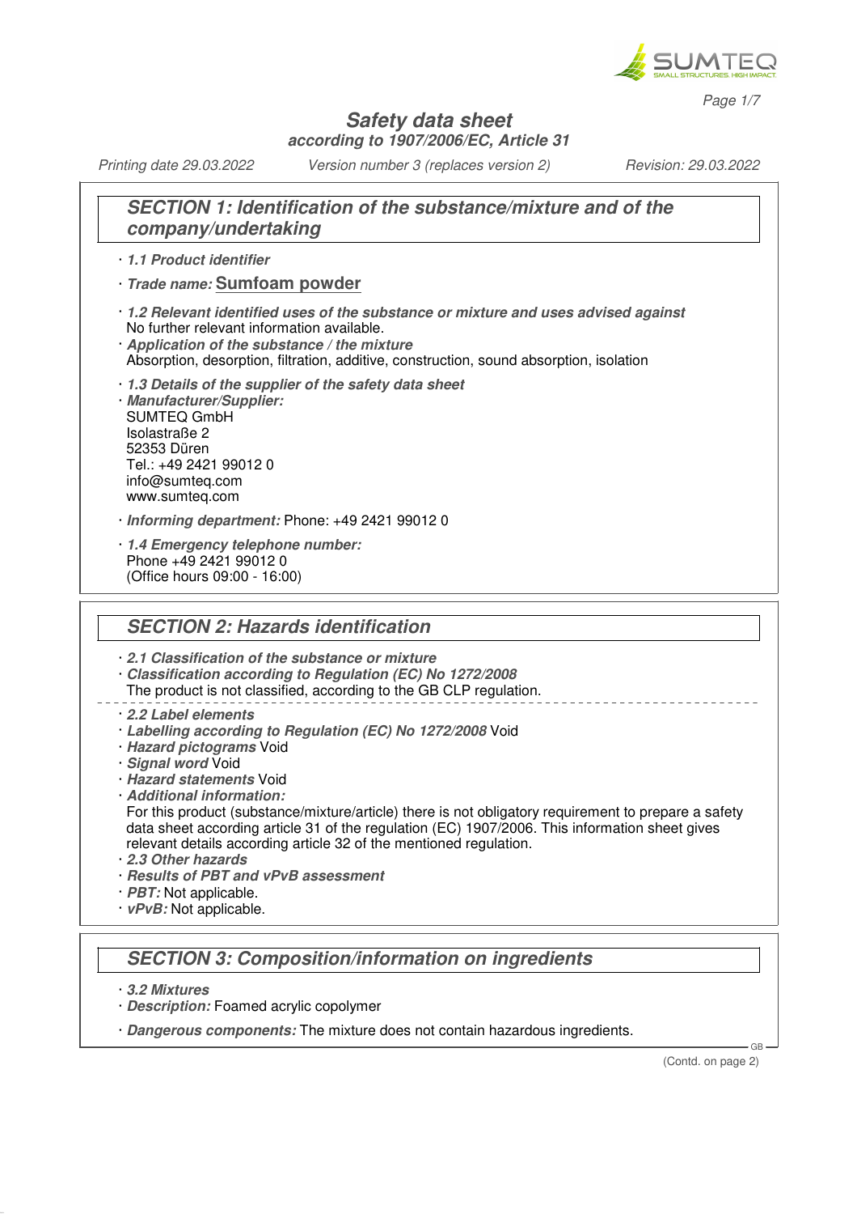# Safety data sheet

*according to 1907/2006/EC, Article 31*

*Printing date 29.03.2022* *Version number 3 (replaces version 2)* *Revision: 29.03.2022*

## SECTION 1: Identification of the substance/mixture and of the company/undertaking

· ***1.1 Product identifier***

· ***Trade name:*** **Sumfoam powder**

· ***1.2 Relevant identified uses of the substance or mixture and uses advised against***
No further relevant information available.

· ***Application of the substance / the mixture***
Absorption, desorption, filtration, additive, construction, sound absorption, isolation

· ***1.3 Details of the supplier of the safety data sheet***

· ***Manufacturer/Supplier:***
SUMTEQ GmbH
Isolastraße 2
52353 Düren
Tel.: +49 2421 99012 0
info@sumteq.com
www.sumteq.com

· ***Informing department:*** Phone: +49 2421 99012 0

· ***1.4 Emergency telephone number:***
Phone +49 2421 99012 0
(Office hours 09:00 - 16:00)

## SECTION 2: Hazards identification

· ***2.1 Classification of the substance or mixture***

· ***Classification according to Regulation (EC) No 1272/2008***
The product is not classified, according to the GB CLP regulation.

· ***2.2 Label elements***

· ***Labelling according to Regulation (EC) No 1272/2008*** Void

· ***Hazard pictograms*** Void

· ***Signal word*** Void

· ***Hazard statements*** Void

· ***Additional information:***
For this product (substance/mixture/article) there is not obligatory requirement to prepare a safety data sheet according article 31 of the regulation (EC) 1907/2006. This information sheet gives relevant details according article 32 of the mentioned regulation.

· ***2.3 Other hazards***

· ***Results of PBT and vPvB assessment***

· ***PBT:*** Not applicable.

· ***vPvB:*** Not applicable.

## SECTION 3: Composition/information on ingredients

· ***3.2 Mixtures***

· ***Description:*** Foamed acrylic copolymer

· ***Dangerous components:*** The mixture does not contain hazardous ingredients.

(Contd. on page 2)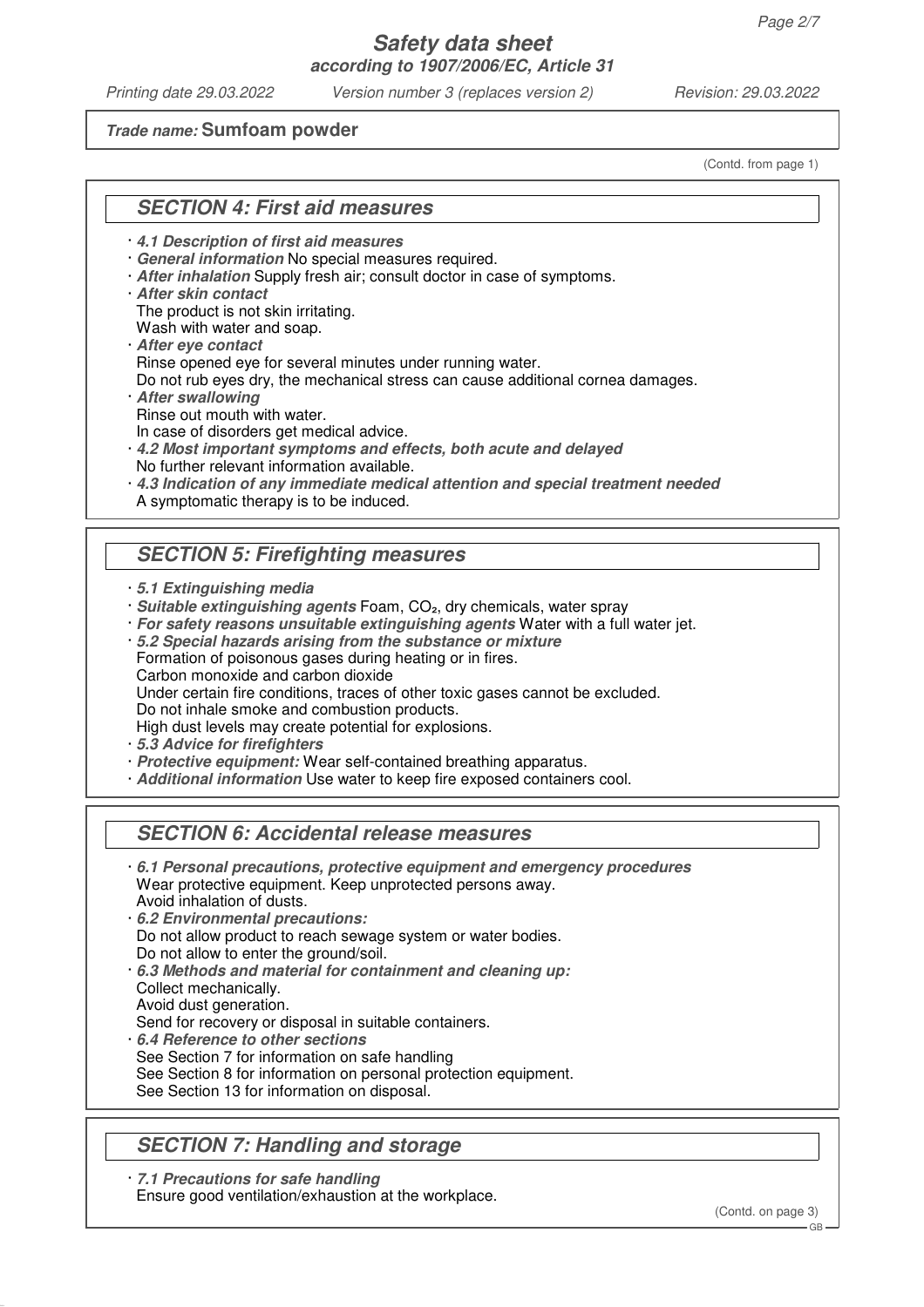**Trade name: Sumfoam powder**

(Contd. from page 1)

## SECTION 4: First aid measures

- **4.1 Description of first aid measures**
- **General information** No special measures required.
- **After inhalation** Supply fresh air; consult doctor in case of symptoms.
- **After skin contact**
  The product is not skin irritating.
  Wash with water and soap.
- **After eye contact**
  Rinse opened eye for several minutes under running water.
  Do not rub eyes dry, the mechanical stress can cause additional cornea damages.
- **After swallowing**
  Rinse out mouth with water.
  In case of disorders get medical advice.
- **4.2 Most important symptoms and effects, both acute and delayed**
  No further relevant information available.
- **4.3 Indication of any immediate medical attention and special treatment needed**
  A symptomatic therapy is to be induced.

## SECTION 5: Firefighting measures

- **5.1 Extinguishing media**
- **Suitable extinguishing agents** Foam, $CO_2$, dry chemicals, water spray
- **For safety reasons unsuitable extinguishing agents** Water with a full water jet.
- **5.2 Special hazards arising from the substance or mixture**
  Formation of poisonous gases during heating or in fires.
  Carbon monoxide and carbon dioxide
  Under certain fire conditions, traces of other toxic gases cannot be excluded.
  Do not inhale smoke and combustion products.
  High dust levels may create potential for explosions.
- **5.3 Advice for firefighters**
- **Protective equipment:** Wear self-contained breathing apparatus.
- **Additional information** Use water to keep fire exposed containers cool.

## SECTION 6: Accidental release measures

- **6.1 Personal precautions, protective equipment and emergency procedures**
  Wear protective equipment. Keep unprotected persons away.
  Avoid inhalation of dusts.
- **6.2 Environmental precautions:**
  Do not allow product to reach sewage system or water bodies.
  Do not allow to enter the ground/soil.
- **6.3 Methods and material for containment and cleaning up:**
  Collect mechanically.
  Avoid dust generation.
  Send for recovery or disposal in suitable containers.
- **6.4 Reference to other sections**
  See Section 7 for information on safe handling
  See Section 8 for information on personal protection equipment.
  See Section 13 for information on disposal.

## SECTION 7: Handling and storage

- **7.1 Precautions for safe handling**
  Ensure good ventilation/exhaustion at the workplace.

(Contd. on page 3)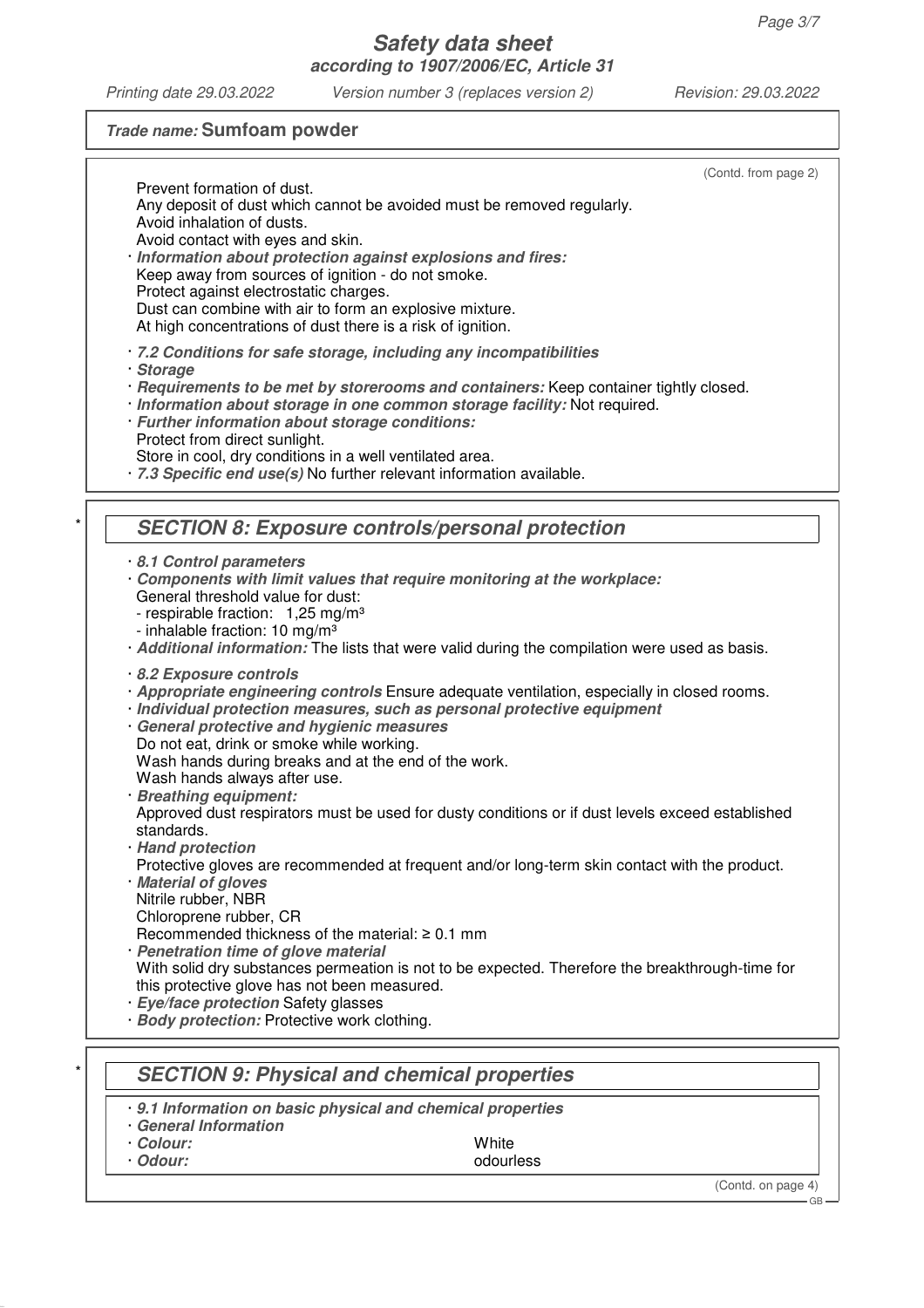Trade name: **Sumfoam powder**

(Contd. from page 2)

Prevent formation of dust.
Any deposit of dust which cannot be avoided must be removed regularly.
Avoid inhalation of dusts.
Avoid contact with eyes and skin.

· ***Information about protection against explosions and fires:***
Keep away from sources of ignition - do not smoke.
Protect against electrostatic charges.
Dust can combine with air to form an explosive mixture.
At high concentrations of dust there is a risk of ignition.

· ***7.2 Conditions for safe storage, including any incompatibilities***
· ***Storage***
· ***Requirements to be met by storerooms and containers:*** Keep container tightly closed.
· ***Information about storage in one common storage facility:*** Not required.
· ***Further information about storage conditions:***
Protect from direct sunlight.
Store in cool, dry conditions in a well ventilated area.
· ***7.3 Specific end use(s)*** No further relevant information available.

## * SECTION 8: Exposure controls/personal protection

· ***8.1 Control parameters***
· ***Components with limit values that require monitoring at the workplace:***
General threshold value for dust:
- respirable fraction: 1,25 mg/m³
- inhalable fraction: 10 mg/m³

· ***Additional information:*** The lists that were valid during the compilation were used as basis.

· ***8.2 Exposure controls***
· ***Appropriate engineering controls*** Ensure adequate ventilation, especially in closed rooms.
· ***Individual protection measures, such as personal protective equipment***
· ***General protective and hygienic measures***
Do not eat, drink or smoke while working.
Wash hands during breaks and at the end of the work.
Wash hands always after use.
· ***Breathing equipment:***
Approved dust respirators must be used for dusty conditions or if dust levels exceed established standards.
· ***Hand protection***
Protective gloves are recommended at frequent and/or long-term skin contact with the product.
· ***Material of gloves***
Nitrile rubber, NBR
Chloroprene rubber, CR
Recommended thickness of the material: ≥ 0.1 mm
· ***Penetration time of glove material***
With solid dry substances permeation is not to be expected. Therefore the breakthrough-time for this protective glove has not been measured.
· ***Eye/face protection*** Safety glasses
· ***Body protection:*** Protective work clothing.

## * SECTION 9: Physical and chemical properties

· ***9.1 Information on basic physical and chemical properties***
· ***General Information***

| | |
|---|---|
| · ***Colour:*** | White |
| · ***Odour:*** | odourless |

(Contd. on page 4)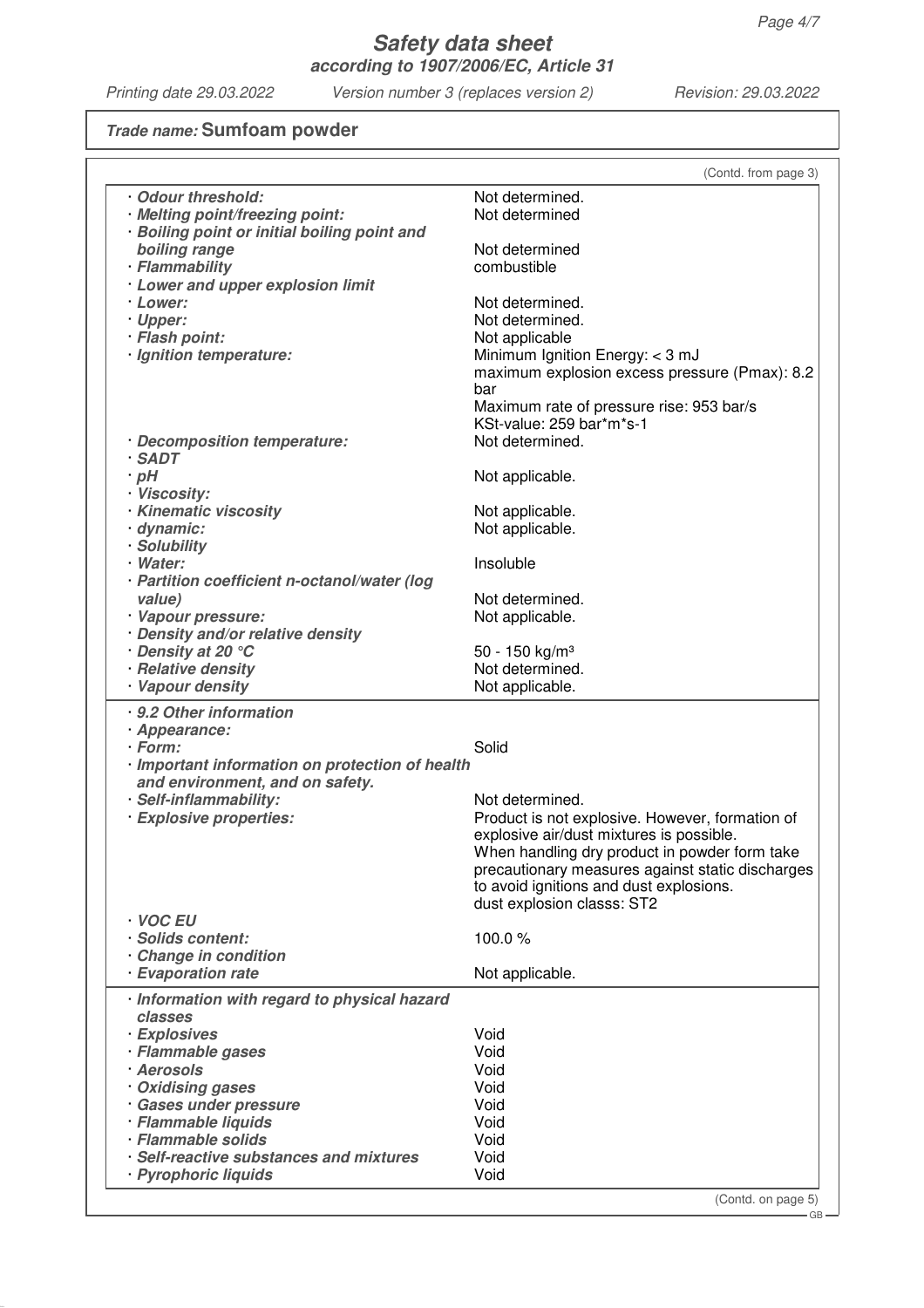**Trade name: Sumfoam powder**

(Contd. from page 3)

| | |
|---|---|
| · **Odour threshold:** | Not determined. |
| · **Melting point/freezing point:** | Not determined |
| · **Boiling point or initial boiling point and boiling range** | Not determined |
| · **Flammability** | combustible |
| · **Lower and upper explosion limit** | |
| · **Lower:** | Not determined. |
| · **Upper:** | Not determined. |
| · **Flash point:** | Not applicable |
| · **Ignition temperature:** | Minimum Ignition Energy: < 3 mJ<br>maximum explosion excess pressure (Pmax): 8.2 bar<br>Maximum rate of pressure rise: 953 bar/s<br>KSt-value: 259 bar*m*s-1 |
| · **Decomposition temperature:** | Not determined. |
| · **SADT** | |
| · **pH** | Not applicable. |
| · **Viscosity:** | |
| · **Kinematic viscosity** | Not applicable. |
| · **dynamic:** | Not applicable. |
| · **Solubility** | |
| · **Water:** | Insoluble |
| · **Partition coefficient n-octanol/water (log value)** | Not determined. |
| · **Vapour pressure:** | Not applicable. |
| · **Density and/or relative density** | |
| · **Density at 20 °C** | 50 - 150 kg/m³ |
| · **Relative density** | Not determined. |
| · **Vapour density** | Not applicable. |

| | |
|---|---|
| · **9.2 Other information** | |
| · **Appearance:** | |
| · **Form:** | Solid |
| · **Important information on protection of health and environment, and on safety.** | |
| · **Self-inflammability:** | Not determined. |
| · **Explosive properties:** | Product is not explosive. However, formation of explosive air/dust mixtures is possible.<br>When handling dry product in powder form take precautionary measures against static discharges to avoid ignitions and dust explosions.<br>dust explosion classs: ST2 |
| · **VOC EU** | |
| · **Solids content:** | 100.0 % |
| · **Change in condition** | |
| · **Evaporation rate** | Not applicable. |

| | |
|---|---|
| · **Information with regard to physical hazard classes** | |
| · **Explosives** | Void |
| · **Flammable gases** | Void |
| · **Aerosols** | Void |
| · **Oxidising gases** | Void |
| · **Gases under pressure** | Void |
| · **Flammable liquids** | Void |
| · **Flammable solids** | Void |
| · **Self-reactive substances and mixtures** | Void |
| · **Pyrophoric liquids** | Void |

(Contd. on page 5)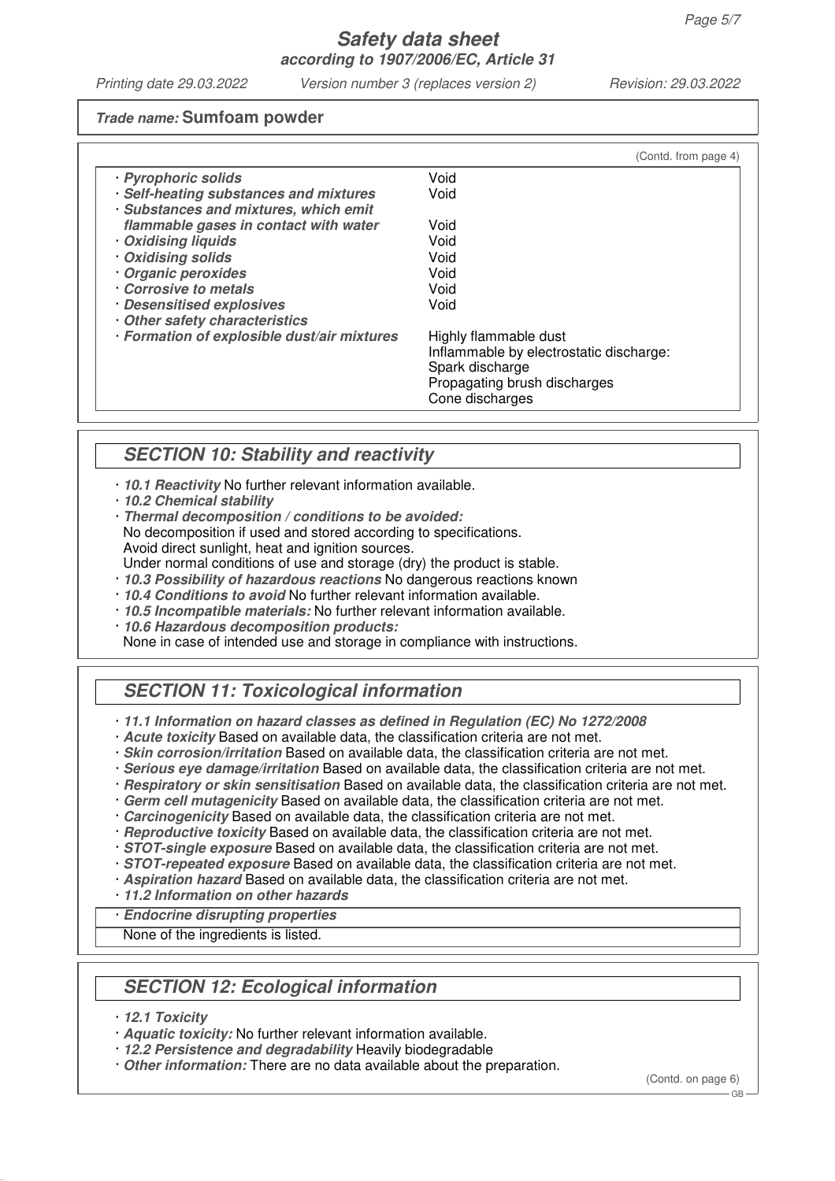**Trade name: Sumfoam powder**

(Contd. from page 4)

| | |
|---|---|
| · ***Pyrophoric solids*** | Void |
| · ***Self-heating substances and mixtures*** | Void |
| · ***Substances and mixtures, which emit flammable gases in contact with water*** | Void |
| · ***Oxidising liquids*** | Void |
| · ***Oxidising solids*** | Void |
| · ***Organic peroxides*** | Void |
| · ***Corrosive to metals*** | Void |
| · ***Desensitised explosives*** | Void |
| · ***Other safety characteristics*** | |
| · ***Formation of explosible dust/air mixtures*** | Highly flammable dust<br>Inflammable by electrostatic discharge:<br>Spark discharge<br>Propagating brush discharges<br>Cone discharges |

## SECTION 10: Stability and reactivity

- · ***10.1 Reactivity*** No further relevant information available.
- · ***10.2 Chemical stability***
- · ***Thermal decomposition / conditions to be avoided:***
  No decomposition if used and stored according to specifications.
  Avoid direct sunlight, heat and ignition sources.
  Under normal conditions of use and storage (dry) the product is stable.
- · ***10.3 Possibility of hazardous reactions*** No dangerous reactions known
- · ***10.4 Conditions to avoid*** No further relevant information available.
- · ***10.5 Incompatible materials:*** No further relevant information available.
- · ***10.6 Hazardous decomposition products:***
  None in case of intended use and storage in compliance with instructions.

## SECTION 11: Toxicological information

- · ***11.1 Information on hazard classes as defined in Regulation (EC) No 1272/2008***
- · ***Acute toxicity*** Based on available data, the classification criteria are not met.
- · ***Skin corrosion/irritation*** Based on available data, the classification criteria are not met.
- · ***Serious eye damage/irritation*** Based on available data, the classification criteria are not met.
- · ***Respiratory or skin sensitisation*** Based on available data, the classification criteria are not met.
- · ***Germ cell mutagenicity*** Based on available data, the classification criteria are not met.
- · ***Carcinogenicity*** Based on available data, the classification criteria are not met.
- · ***Reproductive toxicity*** Based on available data, the classification criteria are not met.
- · ***STOT-single exposure*** Based on available data, the classification criteria are not met.
- · ***STOT-repeated exposure*** Based on available data, the classification criteria are not met.
- · ***Aspiration hazard*** Based on available data, the classification criteria are not met.
- · ***11.2 Information on other hazards***

| · ***Endocrine disrupting properties*** |
|---|
| None of the ingredients is listed. |

## SECTION 12: Ecological information

- · ***12.1 Toxicity***
- · ***Aquatic toxicity:*** No further relevant information available.
- · ***12.2 Persistence and degradability*** Heavily biodegradable
- · ***Other information:*** There are no data available about the preparation.

(Contd. on page 6)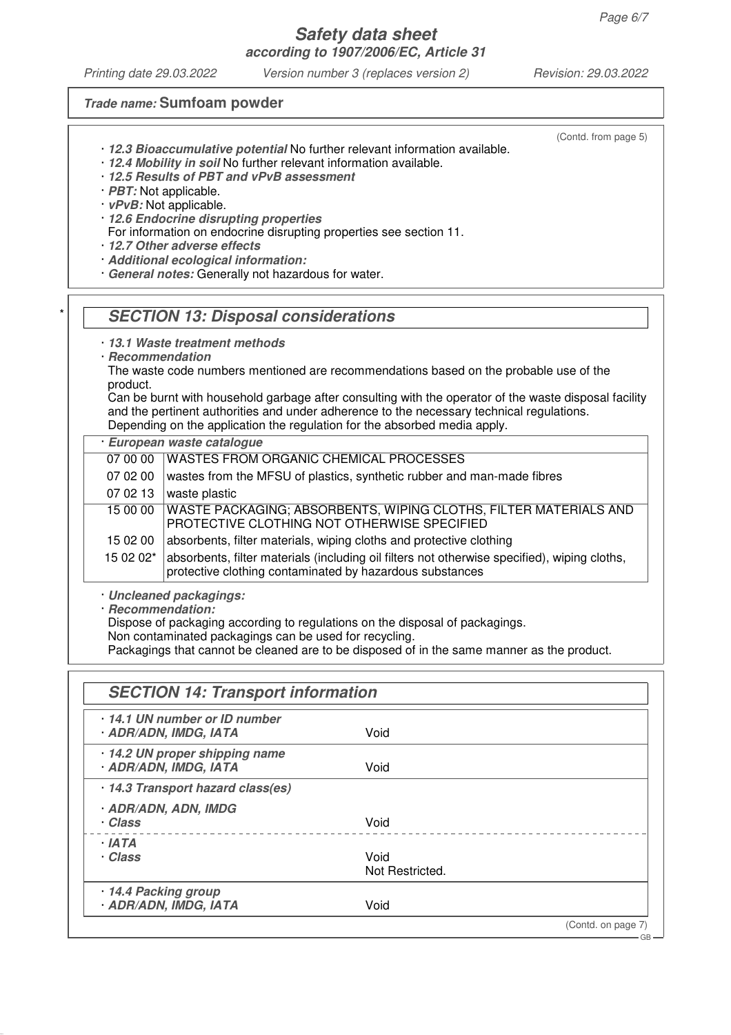(Contd. from page 5)

- **12.3 Bioaccumulative potential** No further relevant information available.
- **12.4 Mobility in soil** No further relevant information available.
- **12.5 Results of PBT and vPvB assessment**
- **PBT:** Not applicable.
- **vPvB:** Not applicable.
- **12.6 Endocrine disrupting properties**
  For information on endocrine disrupting properties see section 11.
- **12.7 Other adverse effects**
- **Additional ecological information:**
- **General notes:** Generally not hazardous for water.

## SECTION 13: Disposal considerations

- **13.1 Waste treatment methods**
- **Recommendation**
  The waste code numbers mentioned are recommendations based on the probable use of the product.
  Can be burnt with household garbage after consulting with the operator of the waste disposal facility and the pertinent authorities and under adherence to the necessary technical regulations.
  Depending on the application the regulation for the absorbed media apply.

| · European waste catalogue | |
|---|---|
| 07 00 00 | WASTES FROM ORGANIC CHEMICAL PROCESSES |
| 07 02 00 | wastes from the MFSU of plastics, synthetic rubber and man-made fibres |
| 07 02 13 | waste plastic |
| 15 00 00 | WASTE PACKAGING; ABSORBENTS, WIPING CLOTHS, FILTER MATERIALS AND PROTECTIVE CLOTHING NOT OTHERWISE SPECIFIED |
| 15 02 00 | absorbents, filter materials, wiping cloths and protective clothing |
| 15 02 02* | absorbents, filter materials (including oil filters not otherwise specified), wiping cloths, protective clothing contaminated by hazardous substances |

- **Uncleaned packagings:**
- **Recommendation:**
  Dispose of packaging according to regulations on the disposal of packagings.
  Non contaminated packagings can be used for recycling.
  Packagings that cannot be cleaned are to be disposed of in the same manner as the product.

## SECTION 14: Transport information

| | |
|---|---|
| **· 14.1 UN number or ID number** | |
| **· ADR/ADN, IMDG, IATA** | Void |
| **· 14.2 UN proper shipping name** | |
| **· ADR/ADN, IMDG, IATA** | Void |
| **· 14.3 Transport hazard class(es)** | |
| **· ADR/ADN, ADN, IMDG** | |
| **· Class** | Void |
| **· IATA** | |
| **· Class** | Void<br>Not Restricted. |
| **· 14.4 Packing group** | |
| **· ADR/ADN, IMDG, IATA** | Void |

(Contd. on page 7)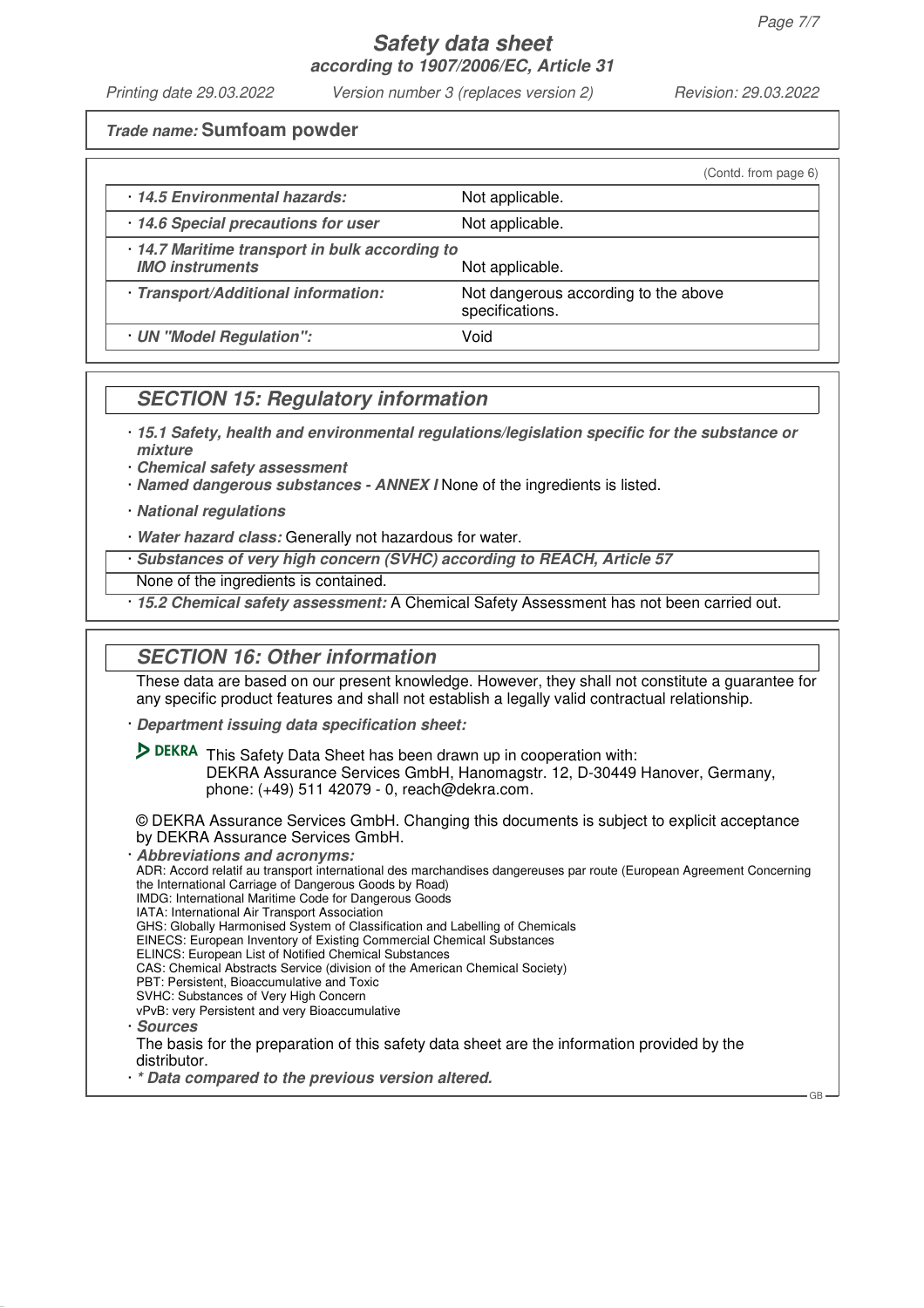Trade name: **Sumfoam powder**

(Contd. from page 6)

| | |
|---|---|
| · **14.5 Environmental hazards:** | Not applicable. |
| · **14.6 Special precautions for user** | Not applicable. |
| · **14.7 Maritime transport in bulk according to IMO instruments** | Not applicable. |
| · **Transport/Additional information:** | Not dangerous according to the above specifications. |
| · **UN "Model Regulation":** | Void |

## SECTION 15: Regulatory information

· ***15.1 Safety, health and environmental regulations/legislation specific for the substance or mixture***

· ***Chemical safety assessment***

· ***Named dangerous substances - ANNEX I*** None of the ingredients is listed.

· ***National regulations***

· ***Water hazard class:*** Generally not hazardous for water.

· ***Substances of very high concern (SVHC) according to REACH, Article 57***

None of the ingredients is contained.

· ***15.2 Chemical safety assessment:*** A Chemical Safety Assessment has not been carried out.

## SECTION 16: Other information

These data are based on our present knowledge. However, they shall not constitute a guarantee for any specific product features and shall not establish a legally valid contractual relationship.

· ***Department issuing data specification sheet:***

DEKRA This Safety Data Sheet has been drawn up in cooperation with:
DEKRA Assurance Services GmbH, Hanomagstr. 12, D-30449 Hanover, Germany, phone: (+49) 511 42079 - 0, reach@dekra.com.

© DEKRA Assurance Services GmbH. Changing this documents is subject to explicit acceptance by DEKRA Assurance Services GmbH.

· ***Abbreviations and acronyms:***

ADR: Accord relatif au transport international des marchandises dangereuses par route (European Agreement Concerning the International Carriage of Dangerous Goods by Road)
IMDG: International Maritime Code for Dangerous Goods
IATA: International Air Transport Association
GHS: Globally Harmonised System of Classification and Labelling of Chemicals
EINECS: European Inventory of Existing Commercial Chemical Substances
ELINCS: European List of Notified Chemical Substances
CAS: Chemical Abstracts Service (division of the American Chemical Society)
PBT: Persistent, Bioaccumulative and Toxic
SVHC: Substances of Very High Concern
vPvB: very Persistent and very Bioaccumulative

· ***Sources***

The basis for the preparation of this safety data sheet are the information provided by the distributor.

· ***\* Data compared to the previous version altered.***